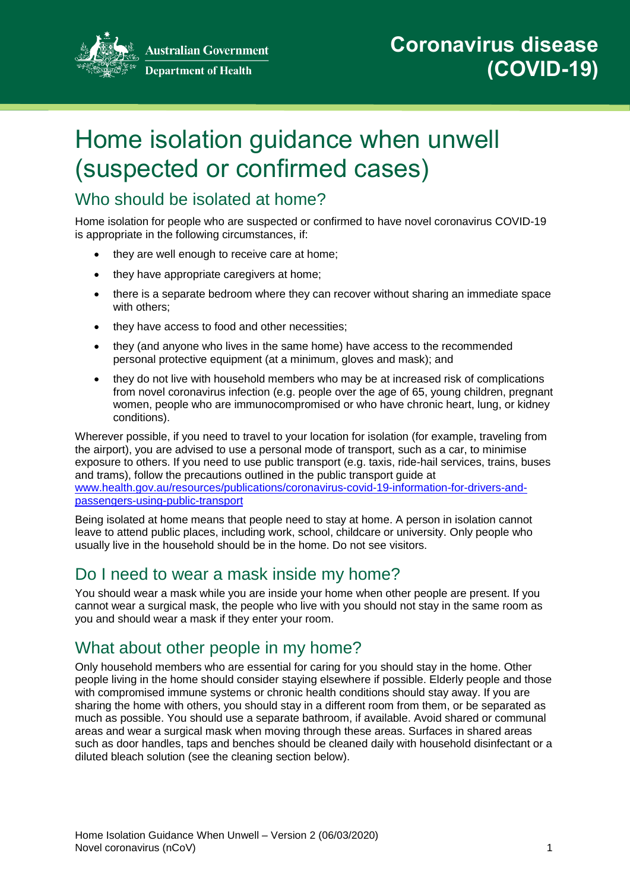Australian Government
Department of Health

# Coronavirus disease (COVID-19)

# Home isolation guidance when unwell (suspected or confirmed cases)

## Who should be isolated at home?

Home isolation for people who are suspected or confirmed to have novel coronavirus COVID-19 is appropriate in the following circumstances, if:

- they are well enough to receive care at home;
- they have appropriate caregivers at home;
- there is a separate bedroom where they can recover without sharing an immediate space with others;
- they have access to food and other necessities;
- they (and anyone who lives in the same home) have access to the recommended personal protective equipment (at a minimum, gloves and mask); and
- they do not live with household members who may be at increased risk of complications from novel coronavirus infection (e.g. people over the age of 65, young children, pregnant women, people who are immunocompromised or who have chronic heart, lung, or kidney conditions).

Wherever possible, if you need to travel to your location for isolation (for example, traveling from the airport), you are advised to use a personal mode of transport, such as a car, to minimise exposure to others. If you need to use public transport (e.g. taxis, ride-hail services, trains, buses and trams), follow the precautions outlined in the public transport guide at [www.health.gov.au/resources/publications/coronavirus-covid-19-information-for-drivers-and-passengers-using-public-transport](www.health.gov.au/resources/publications/coronavirus-covid-19-information-for-drivers-and-passengers-using-public-transport)

Being isolated at home means that people need to stay at home. A person in isolation cannot leave to attend public places, including work, school, childcare or university. Only people who usually live in the household should be in the home. Do not see visitors.

## Do I need to wear a mask inside my home?

You should wear a mask while you are inside your home when other people are present. If you cannot wear a surgical mask, the people who live with you should not stay in the same room as you and should wear a mask if they enter your room.

## What about other people in my home?

Only household members who are essential for caring for you should stay in the home. Other people living in the home should consider staying elsewhere if possible. Elderly people and those with compromised immune systems or chronic health conditions should stay away. If you are sharing the home with others, you should stay in a different room from them, or be separated as much as possible. You should use a separate bathroom, if available. Avoid shared or communal areas and wear a surgical mask when moving through these areas. Surfaces in shared areas such as door handles, taps and benches should be cleaned daily with household disinfectant or a diluted bleach solution (see the cleaning section below).

Home Isolation Guidance When Unwell – Version 2 (06/03/2020)
Novel coronavirus (nCoV)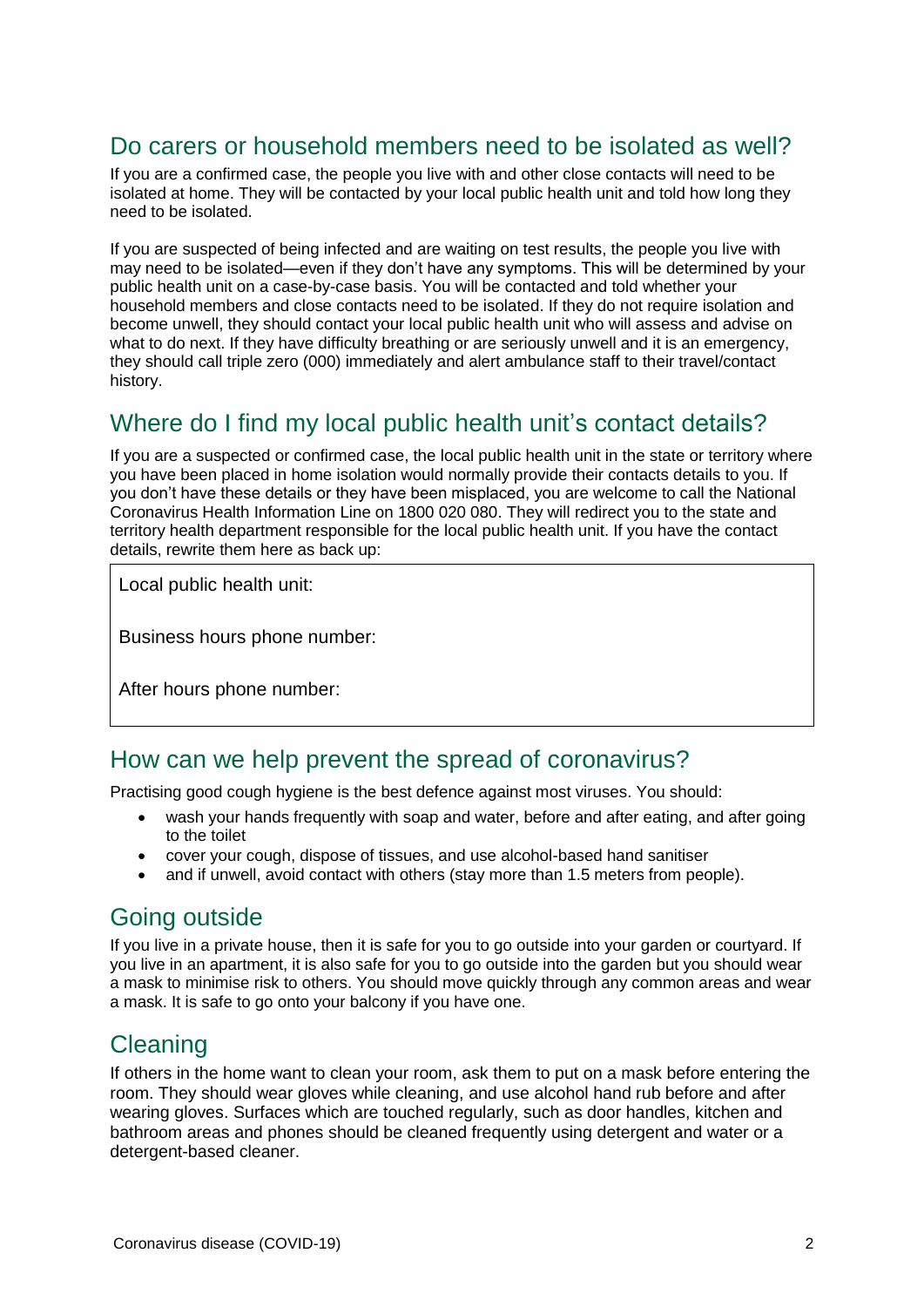## Do carers or household members need to be isolated as well?

If you are a confirmed case, the people you live with and other close contacts will need to be isolated at home. They will be contacted by your local public health unit and told how long they need to be isolated.

If you are suspected of being infected and are waiting on test results, the people you live with may need to be isolated—even if they don't have any symptoms. This will be determined by your public health unit on a case-by-case basis. You will be contacted and told whether your household members and close contacts need to be isolated. If they do not require isolation and become unwell, they should contact your local public health unit who will assess and advise on what to do next. If they have difficulty breathing or are seriously unwell and it is an emergency, they should call triple zero (000) immediately and alert ambulance staff to their travel/contact history.

## Where do I find my local public health unit's contact details?

If you are a suspected or confirmed case, the local public health unit in the state or territory where you have been placed in home isolation would normally provide their contacts details to you. If you don't have these details or they have been misplaced, you are welcome to call the National Coronavirus Health Information Line on 1800 020 080. They will redirect you to the state and territory health department responsible for the local public health unit. If you have the contact details, rewrite them here as back up:

Local public health unit:

Business hours phone number:

After hours phone number:

## How can we help prevent the spread of coronavirus?

Practising good cough hygiene is the best defence against most viruses. You should:

- wash your hands frequently with soap and water, before and after eating, and after going to the toilet
- cover your cough, dispose of tissues, and use alcohol-based hand sanitiser
- and if unwell, avoid contact with others (stay more than 1.5 meters from people).

## Going outside

If you live in a private house, then it is safe for you to go outside into your garden or courtyard. If you live in an apartment, it is also safe for you to go outside into the garden but you should wear a mask to minimise risk to others. You should move quickly through any common areas and wear a mask. It is safe to go onto your balcony if you have one.

## Cleaning

If others in the home want to clean your room, ask them to put on a mask before entering the room. They should wear gloves while cleaning, and use alcohol hand rub before and after wearing gloves. Surfaces which are touched regularly, such as door handles, kitchen and bathroom areas and phones should be cleaned frequently using detergent and water or a detergent-based cleaner.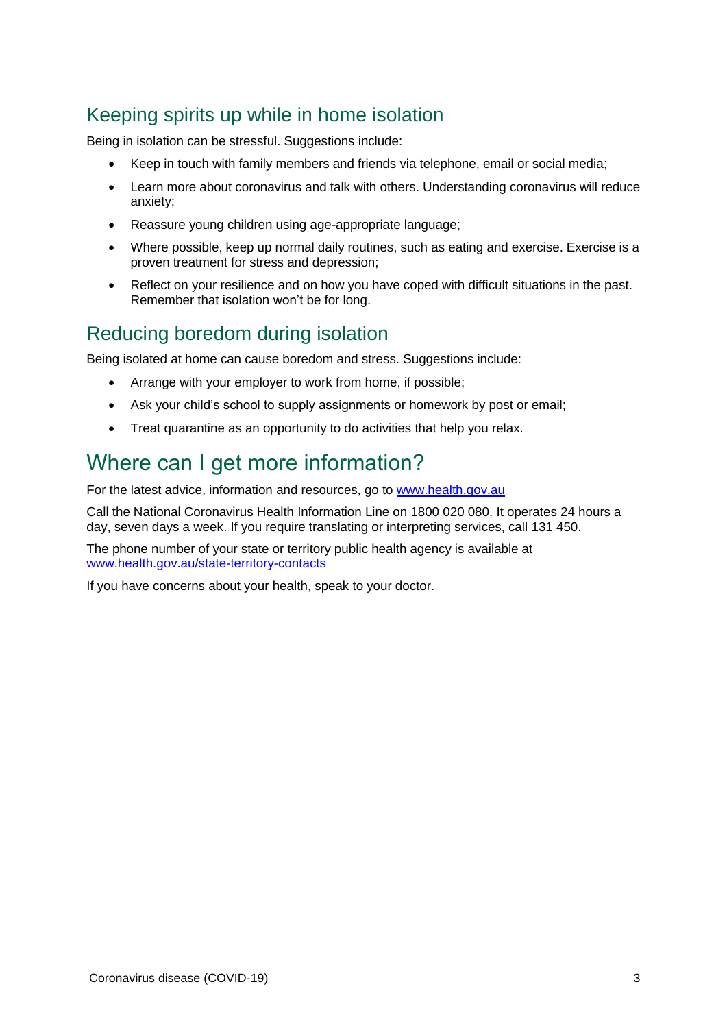## Keeping spirits up while in home isolation

Being in isolation can be stressful. Suggestions include:

- Keep in touch with family members and friends via telephone, email or social media;
- Learn more about coronavirus and talk with others. Understanding coronavirus will reduce anxiety;
- Reassure young children using age-appropriate language;
- Where possible, keep up normal daily routines, such as eating and exercise. Exercise is a proven treatment for stress and depression;
- Reflect on your resilience and on how you have coped with difficult situations in the past. Remember that isolation won't be for long.

## Reducing boredom during isolation

Being isolated at home can cause boredom and stress. Suggestions include:

- Arrange with your employer to work from home, if possible;
- Ask your child's school to supply assignments or homework by post or email;
- Treat quarantine as an opportunity to do activities that help you relax.

# Where can I get more information?

For the latest advice, information and resources, go to [www.health.gov.au](http://www.health.gov.au)

Call the National Coronavirus Health Information Line on 1800 020 080. It operates 24 hours a day, seven days a week. If you require translating or interpreting services, call 131 450.

The phone number of your state or territory public health agency is available at [www.health.gov.au/state-territory-contacts](http://www.health.gov.au/state-territory-contacts)

If you have concerns about your health, speak to your doctor.